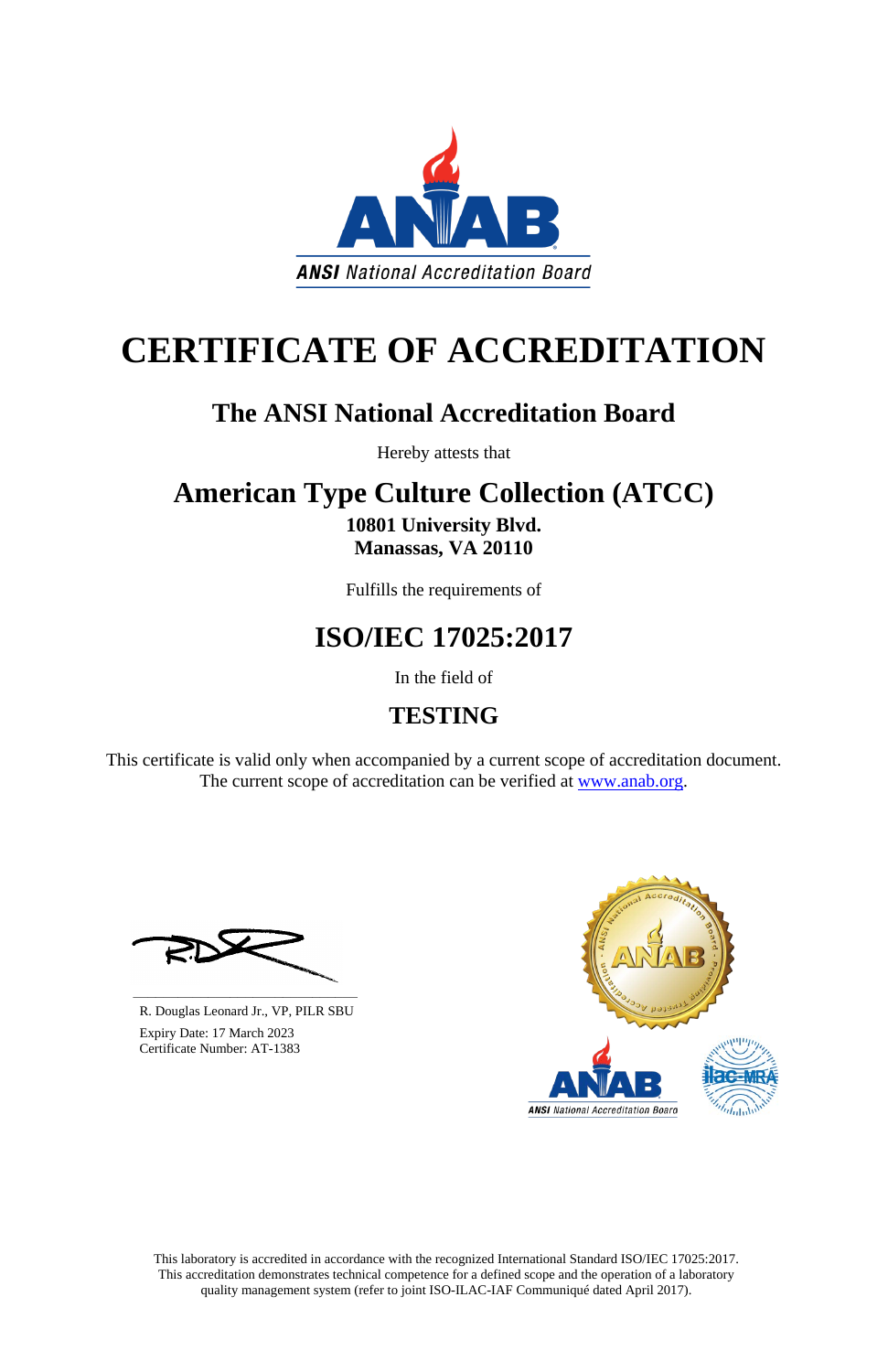ANSI National Accreditation Board

# CERTIFICATE OF ACCREDITATION

## The ANSI National Accreditation Board

Hereby attests that

## American Type Culture Collection (ATCC)

**10801 University Blvd.**
**Manassas, VA 20110**

Fulfills the requirements of

## ISO/IEC 17025:2017

In the field of

## TESTING

This certificate is valid only when accompanied by a current scope of accreditation document.
The current scope of accreditation can be verified at [www.anab.org](www.anab.org).

R. Douglas Leonard Jr., VP, PILR SBU
Expiry Date: 17 March 2023
Certificate Number: AT-1383

This laboratory is accredited in accordance with the recognized International Standard ISO/IEC 17025:2017.
This accreditation demonstrates technical competence for a defined scope and the operation of a laboratory quality management system (refer to joint ISO-ILAC-IAF Communiqué dated April 2017).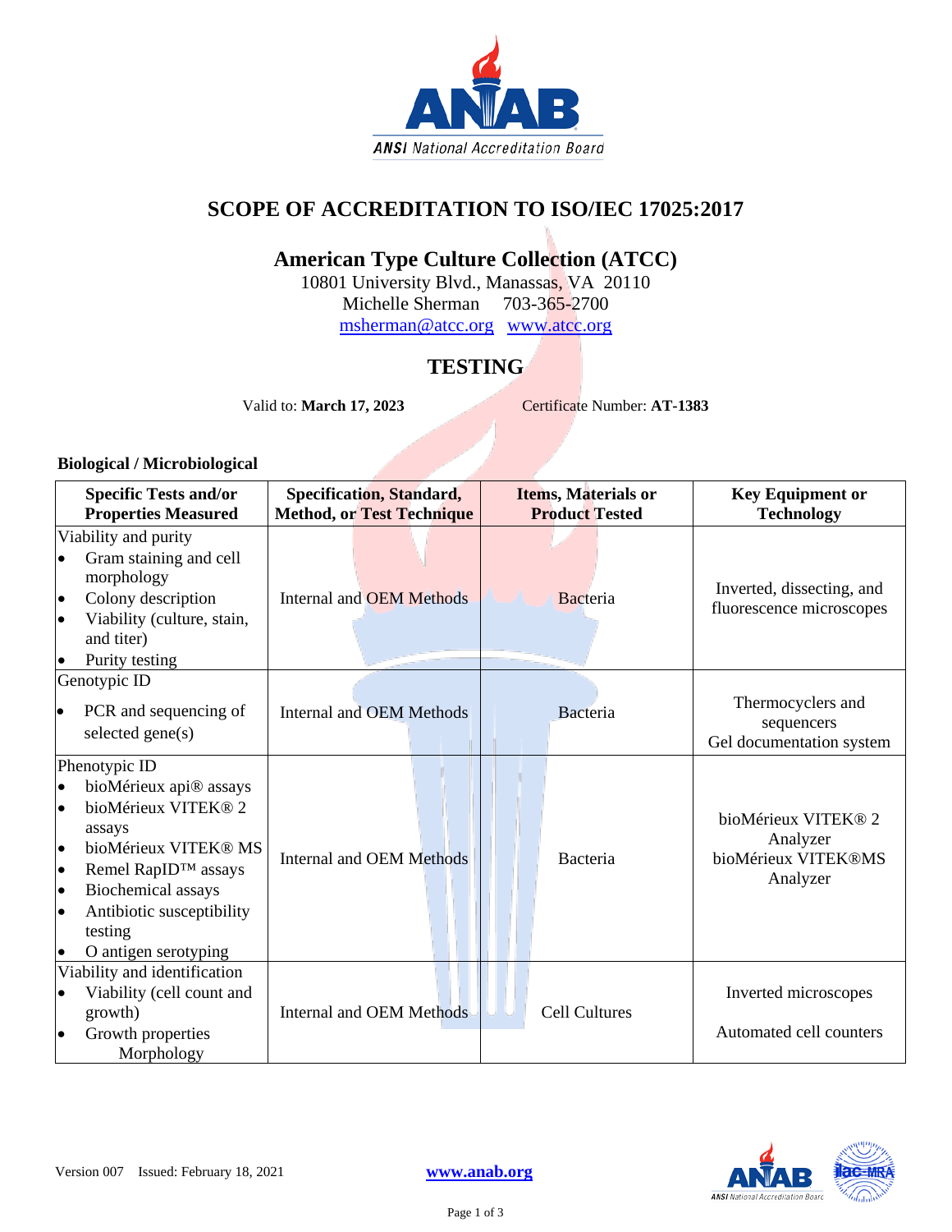# SCOPE OF ACCREDITATION TO ISO/IEC 17025:2017

## American Type Culture Collection (ATCC)

10801 University Blvd., Manassas, VA 20110
Michelle Sherman 703-365-2700
msherman@atcc.org www.atcc.org

## TESTING

Valid to: **March 17, 2023** Certificate Number: **AT-1383**

### Biological / Microbiological

| Specific Tests and/or Properties Measured | Specification, Standard, Method, or Test Technique | Items, Materials or Product Tested | Key Equipment or Technology |
|---|---|---|---|
| Viability and purity<br>• Gram staining and cell morphology<br>• Colony description<br>• Viability (culture, stain, and titer)<br>• Purity testing | Internal and OEM Methods | Bacteria | Inverted, dissecting, and fluorescence microscopes |
| Genotypic ID<br>• PCR and sequencing of selected gene(s) | Internal and OEM Methods | Bacteria | Thermocyclers and sequencers<br>Gel documentation system |
| Phenotypic ID<br>• bioMérieux api® assays<br>• bioMérieux VITEK® 2 assays<br>• bioMérieux VITEK® MS<br>• Remel RapID™ assays<br>• Biochemical assays<br>• Antibiotic susceptibility testing<br>• O antigen serotyping | Internal and OEM Methods | Bacteria | bioMérieux VITEK® 2 Analyzer<br>bioMérieux VITEK®MS Analyzer |
| Viability and identification<br>• Viability (cell count and growth)<br>• Growth properties<br>Morphology | Internal and OEM Methods | Cell Cultures | Inverted microscopes<br>Automated cell counters |

Version 007 Issued: February 18, 2021 www.anab.org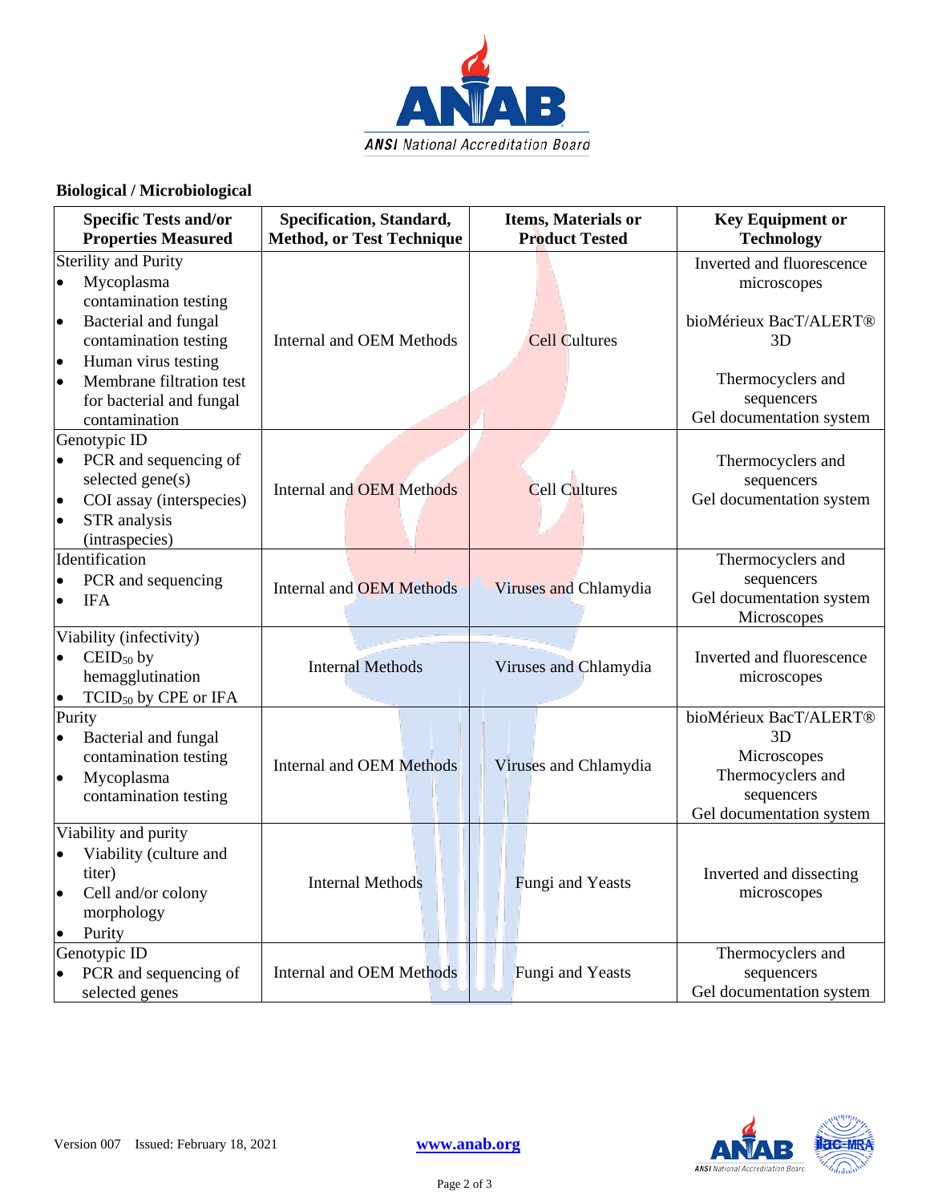## Biological / Microbiological

| Specific Tests and/or Properties Measured | Specification, Standard, Method, or Test Technique | Items, Materials or Product Tested | Key Equipment or Technology |
|---|---|---|---|
| Sterility and Purity<br>• Mycoplasma contamination testing<br>• Bacterial and fungal contamination testing<br>• Human virus testing<br>• Membrane filtration test for bacterial and fungal contamination | Internal and OEM Methods | Cell Cultures | Inverted and fluorescence microscopes<br><br>bioMérieux BacT/ALERT® 3D<br><br>Thermocyclers and sequencers<br>Gel documentation system |
| Genotypic ID<br>• PCR and sequencing of selected gene(s)<br>• COI assay (interspecies)<br>• STR analysis (intraspecies) | Internal and OEM Methods | Cell Cultures | Thermocyclers and sequencers<br>Gel documentation system |
| Identification<br>• PCR and sequencing<br>• IFA | Internal and OEM Methods | Viruses and Chlamydia | Thermocyclers and sequencers<br>Gel documentation system<br>Microscopes |
| Viability (infectivity)<br>• $CEID_{50}$ by hemagglutination<br>• $TCID_{50}$ by CPE or IFA | Internal Methods | Viruses and Chlamydia | Inverted and fluorescence microscopes |
| Purity<br>• Bacterial and fungal contamination testing<br>• Mycoplasma contamination testing | Internal and OEM Methods | Viruses and Chlamydia | bioMérieux BacT/ALERT® 3D<br>Microscopes<br>Thermocyclers and sequencers<br>Gel documentation system |
| Viability and purity<br>• Viability (culture and titer)<br>• Cell and/or colony morphology<br>• Purity | Internal Methods | Fungi and Yeasts | Inverted and dissecting microscopes |
| Genotypic ID<br>• PCR and sequencing of selected genes | Internal and OEM Methods | Fungi and Yeasts | Thermocyclers and sequencers<br>Gel documentation system |

Version 007 Issued: February 18, 2021 www.anab.org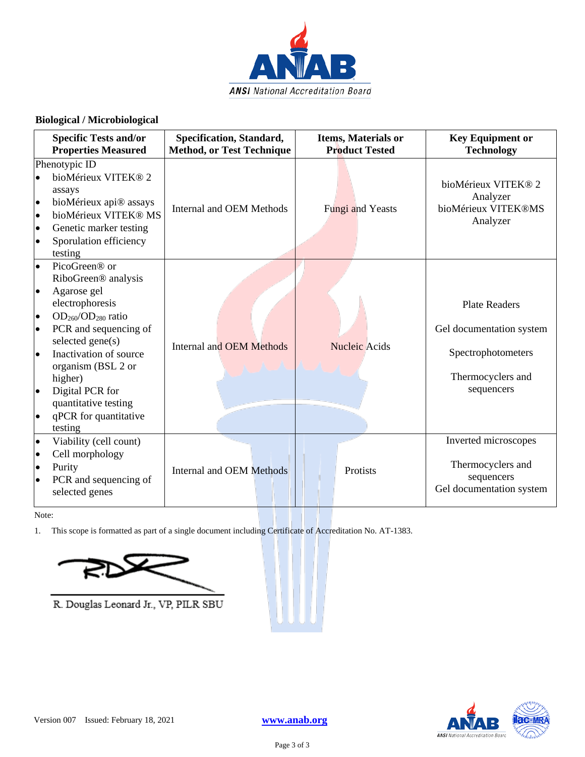### Biological / Microbiological

| Specific Tests and/or Properties Measured | Specification, Standard, Method, or Test Technique | Items, Materials or Product Tested | Key Equipment or Technology |
|---|---|---|---|
| Phenotypic ID<br>• bioMérieux VITEK® 2 assays<br>• bioMérieux api® assays<br>• bioMérieux VITEK® MS<br>• Genetic marker testing<br>• Sporulation efficiency testing | Internal and OEM Methods | Fungi and Yeasts | bioMérieux VITEK® 2 Analyzer<br>bioMérieux VITEK®MS Analyzer |
| • PicoGreen® or RiboGreen® analysis<br>• Agarose gel electrophoresis<br>• $OD_{260}/OD_{280}$ ratio<br>• PCR and sequencing of selected gene(s)<br>• Inactivation of source organism (BSL 2 or higher)<br>• Digital PCR for quantitative testing<br>• qPCR for quantitative testing | Internal and OEM Methods | Nucleic Acids | Plate Readers<br>Gel documentation system<br>Spectrophotometers<br>Thermocyclers and sequencers |
| • Viability (cell count)<br>• Cell morphology<br>• Purity<br>• PCR and sequencing of selected genes | Internal and OEM Methods | Protists | Inverted microscopes<br>Thermocyclers and sequencers<br>Gel documentation system |

Note:

1. This scope is formatted as part of a single document including Certificate of Accreditation No. AT-1383.

R. Douglas Leonard Jr., VP, PILR SBU

Version 007 Issued: February 18, 2021

www.anab.org